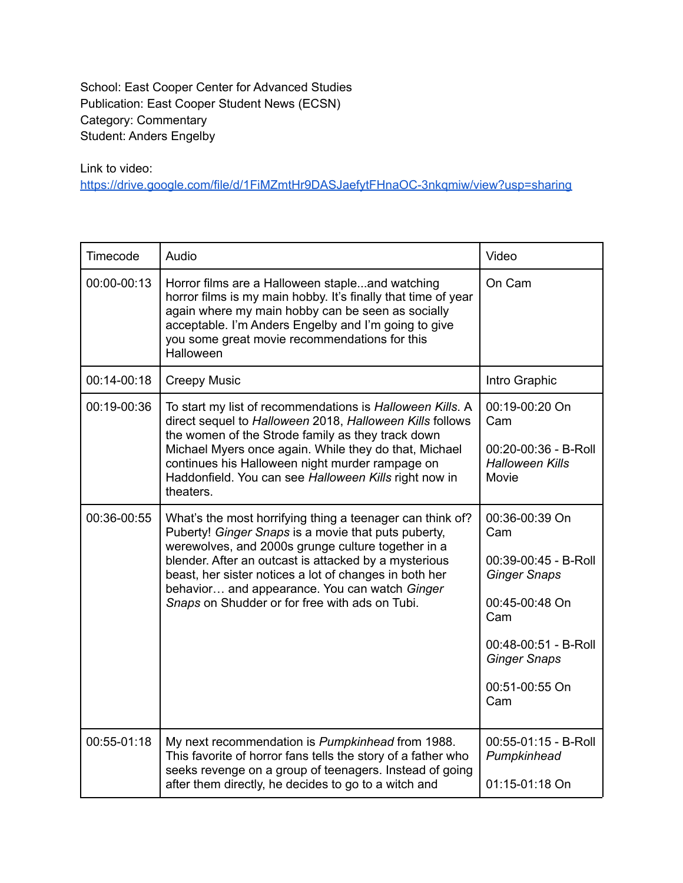School: East Cooper Center for Advanced Studies
Publication: East Cooper Student News (ECSN)
Category: Commentary
Student: Anders Engelby

Link to video:
https://drive.google.com/file/d/1FiMZmtHr9DASJaefytFHnaOC-3nkqmiw/view?usp=sharing

| Timecode | Audio | Video |
|---|---|---|
| 00:00-00:13 | Horror films are a Halloween staple...and watching horror films is my main hobby. It's finally that time of year again where my main hobby can be seen as socially acceptable. I'm Anders Engelby and I'm going to give you some great movie recommendations for this Halloween | On Cam |
| 00:14-00:18 | Creepy Music | Intro Graphic |
| 00:19-00:36 | To start my list of recommendations is *Halloween Kills*. A direct sequel to *Halloween* 2018, *Halloween Kills* follows the women of the Strode family as they track down Michael Myers once again. While they do that, Michael continues his Halloween night murder rampage on Haddonfield. You can see *Halloween Kills* right now in theaters. | 00:19-00:20 On Cam<br><br>00:20-00:36 - B-Roll *Halloween Kills* Movie |
| 00:36-00:55 | What's the most horrifying thing a teenager can think of? Puberty! *Ginger Snaps* is a movie that puts puberty, werewolves, and 2000s grunge culture together in a blender. After an outcast is attacked by a mysterious beast, her sister notices a lot of changes in both her behavior… and appearance. You can watch *Ginger Snaps* on Shudder or for free with ads on Tubi. | 00:36-00:39 On Cam<br><br>00:39-00:45 - B-Roll *Ginger Snaps*<br><br>00:45-00:48 On Cam<br><br>00:48-00:51 - B-Roll *Ginger Snaps*<br><br>00:51-00:55 On Cam |
| 00:55-01:18 | My next recommendation is *Pumpkinhead* from 1988. This favorite of horror fans tells the story of a father who seeks revenge on a group of teenagers. Instead of going after them directly, he decides to go to a witch and | 00:55-01:15 - B-Roll *Pumpkinhead*<br><br>01:15-01:18 On |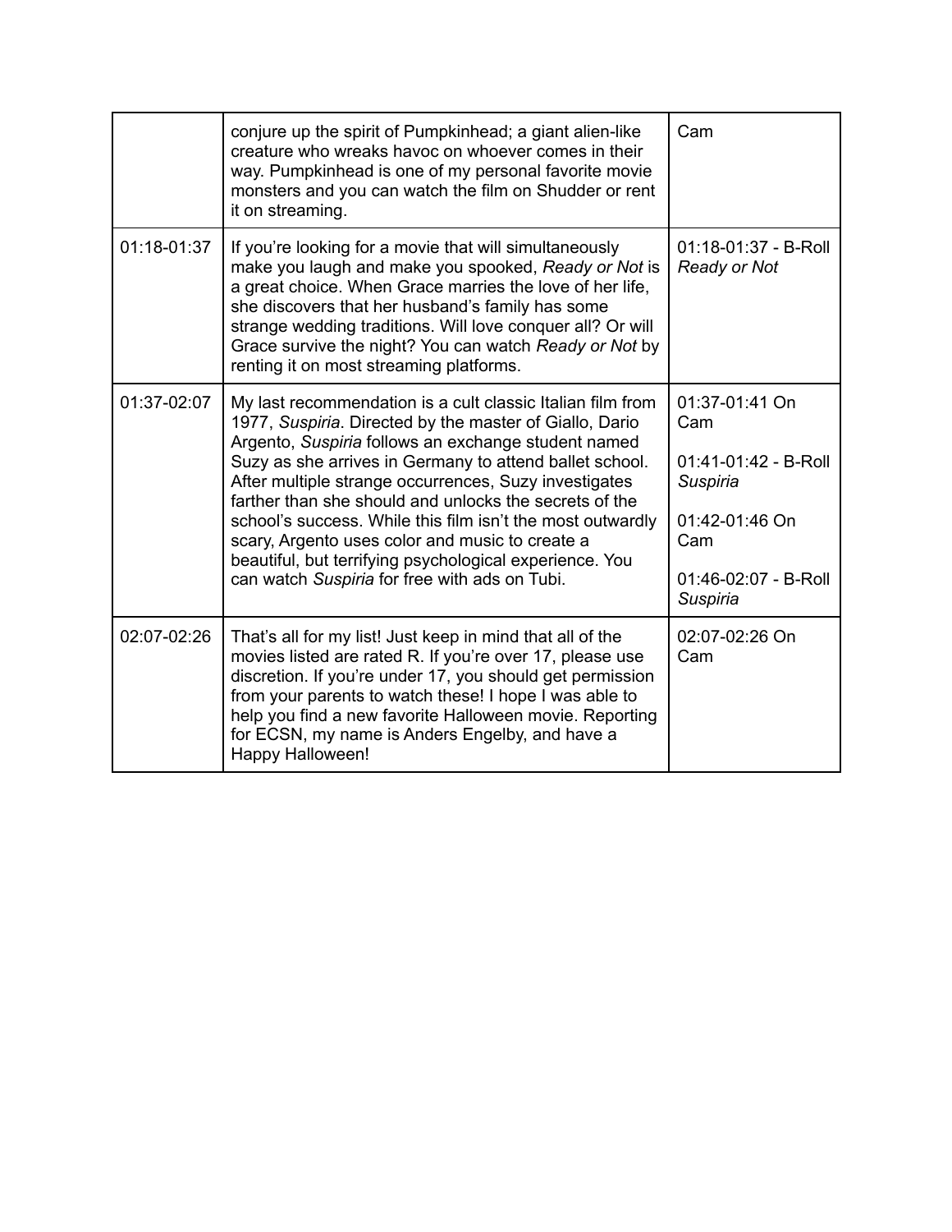| | | |
|---|---|---|
| | conjure up the spirit of Pumpkinhead; a giant alien-like creature who wreaks havoc on whoever comes in their way. Pumpkinhead is one of my personal favorite movie monsters and you can watch the film on Shudder or rent it on streaming. | Cam |
| 01:18-01:37 | If you're looking for a movie that will simultaneously make you laugh and make you spooked, *Ready or Not* is a great choice. When Grace marries the love of her life, she discovers that her husband's family has some strange wedding traditions. Will love conquer all? Or will Grace survive the night? You can watch *Ready or Not* by renting it on most streaming platforms. | 01:18-01:37 - B-Roll *Ready or Not* |
| 01:37-02:07 | My last recommendation is a cult classic Italian film from 1977, *Suspiria*. Directed by the master of Giallo, Dario Argento, *Suspiria* follows an exchange student named Suzy as she arrives in Germany to attend ballet school. After multiple strange occurrences, Suzy investigates farther than she should and unlocks the secrets of the school's success. While this film isn't the most outwardly scary, Argento uses color and music to create a beautiful, but terrifying psychological experience. You can watch *Suspiria* for free with ads on Tubi. | 01:37-01:41 On Cam<br><br>01:41-01:42 - B-Roll *Suspiria*<br><br>01:42-01:46 On Cam<br><br>01:46-02:07 - B-Roll *Suspiria* |
| 02:07-02:26 | That's all for my list! Just keep in mind that all of the movies listed are rated R. If you're over 17, please use discretion. If you're under 17, you should get permission from your parents to watch these! I hope I was able to help you find a new favorite Halloween movie. Reporting for ECSN, my name is Anders Engelby, and have a Happy Halloween! | 02:07-02:26 On Cam |